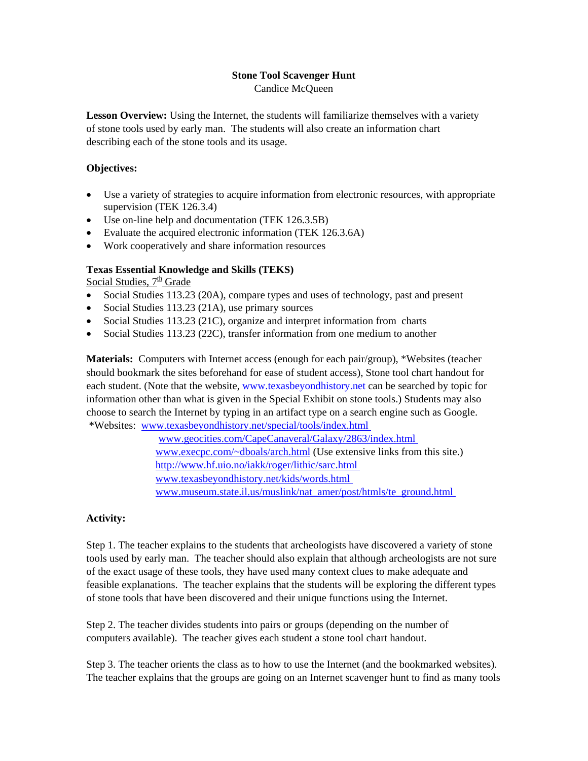# Stone Tool Scavenger Hunt

Candice McQueen

**Lesson Overview:** Using the Internet, the students will familiarize themselves with a variety of stone tools used by early man. The students will also create an information chart describing each of the stone tools and its usage.

**Objectives:**

- Use a variety of strategies to acquire information from electronic resources, with appropriate supervision (TEK 126.3.4)
- Use on-line help and documentation (TEK 126.3.5B)
- Evaluate the acquired electronic information (TEK 126.3.6A)
- Work cooperatively and share information resources

**Texas Essential Knowledge and Skills (TEKS)**

Social Studies, 7th Grade

- Social Studies 113.23 (20A), compare types and uses of technology, past and present
- Social Studies 113.23 (21A), use primary sources
- Social Studies 113.23 (21C), organize and interpret information from charts
- Social Studies 113.23 (22C), transfer information from one medium to another

**Materials:** Computers with Internet access (enough for each pair/group), *Websites (teacher should bookmark the sites beforehand for ease of student access), Stone tool chart handout for each student. (Note that the website, www.texasbeyondhistory.net can be searched by topic for information other than what is given in the Special Exhibit on stone tools.) Students may also choose to search the Internet by typing in an artifact type on a search engine such as Google.

*Websites: www.texasbeyondhistory.net/special/tools/index.html
www.geocities.com/CapeCanaveral/Galaxy/2863/index.html
www.execpc.com/~dboals/arch.html (Use extensive links from this site.)
http://www.hf.uio.no/iakk/roger/lithic/sarc.html
www.texasbeyondhistory.net/kids/words.html
www.museum.state.il.us/muslink/nat_amer/post/htmls/te_ground.html

**Activity:**

Step 1. The teacher explains to the students that archeologists have discovered a variety of stone tools used by early man. The teacher should also explain that although archeologists are not sure of the exact usage of these tools, they have used many context clues to make adequate and feasible explanations. The teacher explains that the students will be exploring the different types of stone tools that have been discovered and their unique functions using the Internet.

Step 2. The teacher divides students into pairs or groups (depending on the number of computers available). The teacher gives each student a stone tool chart handout.

Step 3. The teacher orients the class as to how to use the Internet (and the bookmarked websites). The teacher explains that the groups are going on an Internet scavenger hunt to find as many tools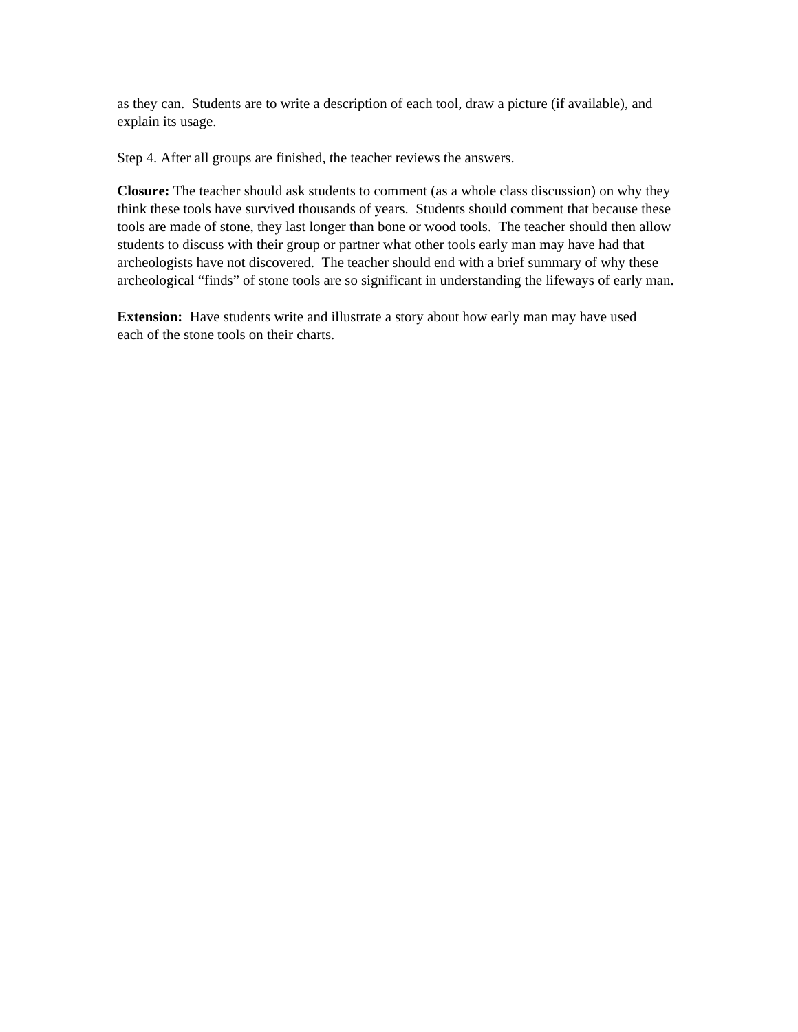as they can. Students are to write a description of each tool, draw a picture (if available), and explain its usage.

Step 4. After all groups are finished, the teacher reviews the answers.

**Closure:** The teacher should ask students to comment (as a whole class discussion) on why they think these tools have survived thousands of years. Students should comment that because these tools are made of stone, they last longer than bone or wood tools. The teacher should then allow students to discuss with their group or partner what other tools early man may have had that archeologists have not discovered. The teacher should end with a brief summary of why these archeological "finds" of stone tools are so significant in understanding the lifeways of early man.

**Extension:** Have students write and illustrate a story about how early man may have used each of the stone tools on their charts.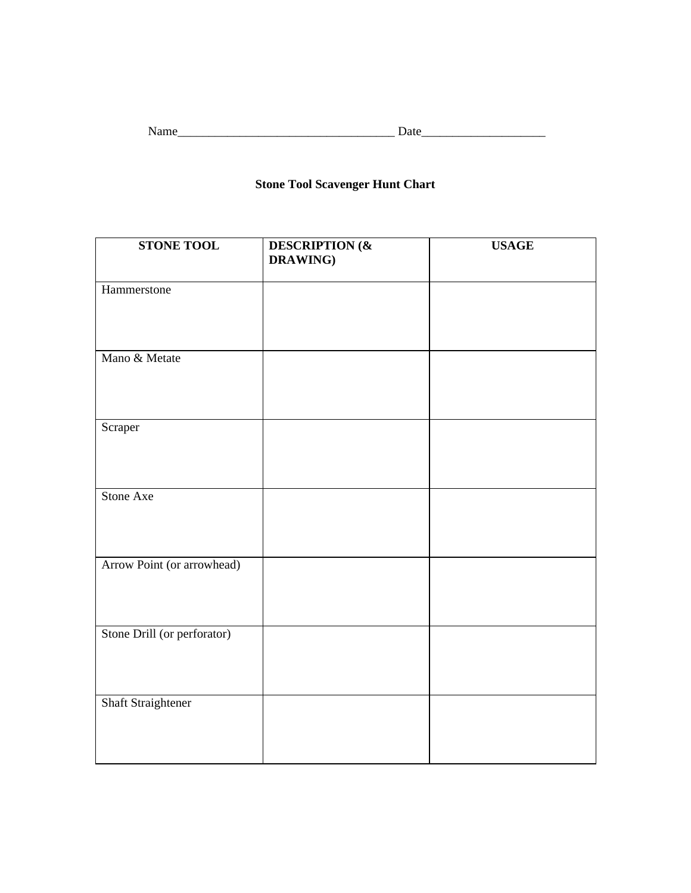Name___________________________________ Date____________________

**Stone Tool Scavenger Hunt Chart**

| STONE TOOL | DESCRIPTION (& DRAWING) | USAGE |
|---|---|---|
| Hammerstone | | |
| Mano & Metate | | |
| Scraper | | |
| Stone Axe | | |
| Arrow Point (or arrowhead) | | |
| Stone Drill (or perforator) | | |
| Shaft Straightener | | |